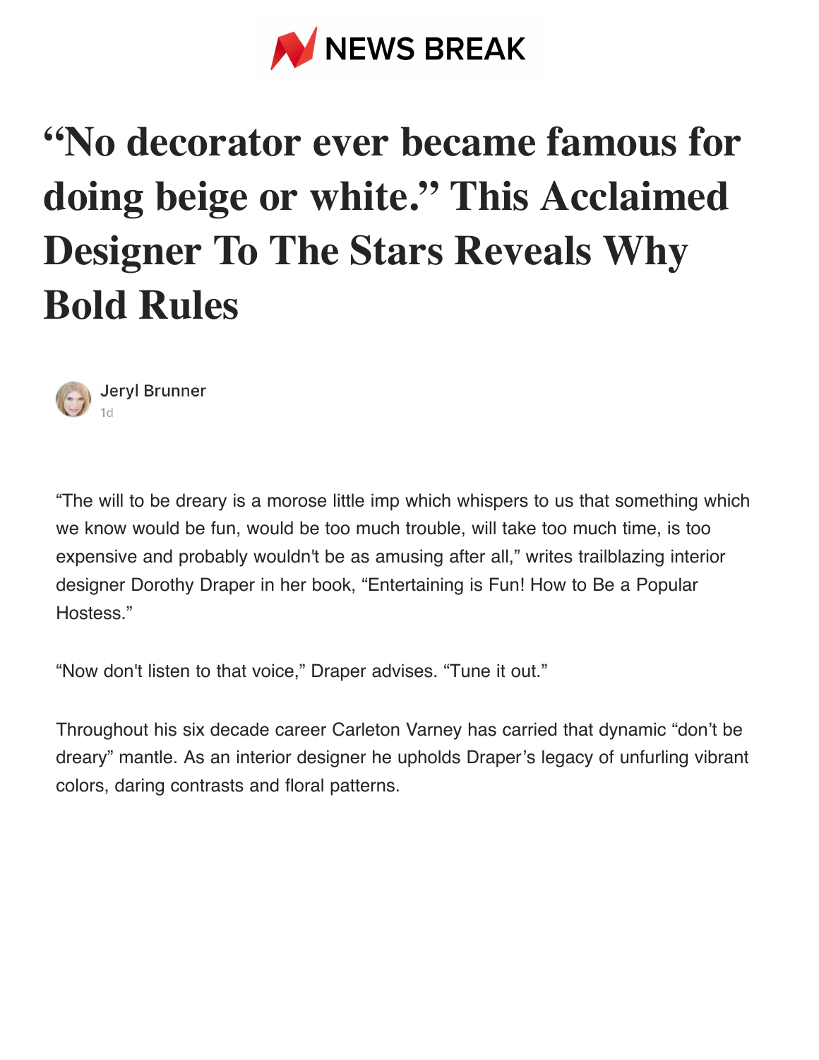# "No decorator ever became famous for doing beige or white." This Acclaimed Designer To The Stars Reveals Why Bold Rules

Jeryl Brunner

1d

"The will to be dreary is a morose little imp which whispers to us that something which we know would be fun, would be too much trouble, will take too much time, is too expensive and probably wouldn't be as amusing after all," writes trailblazing interior designer Dorothy Draper in her book, "Entertaining is Fun! How to Be a Popular Hostess."

"Now don't listen to that voice," Draper advises. "Tune it out."

Throughout his six decade career Carleton Varney has carried that dynamic "don't be dreary" mantle. As an interior designer he upholds Draper's legacy of unfurling vibrant colors, daring contrasts and floral patterns.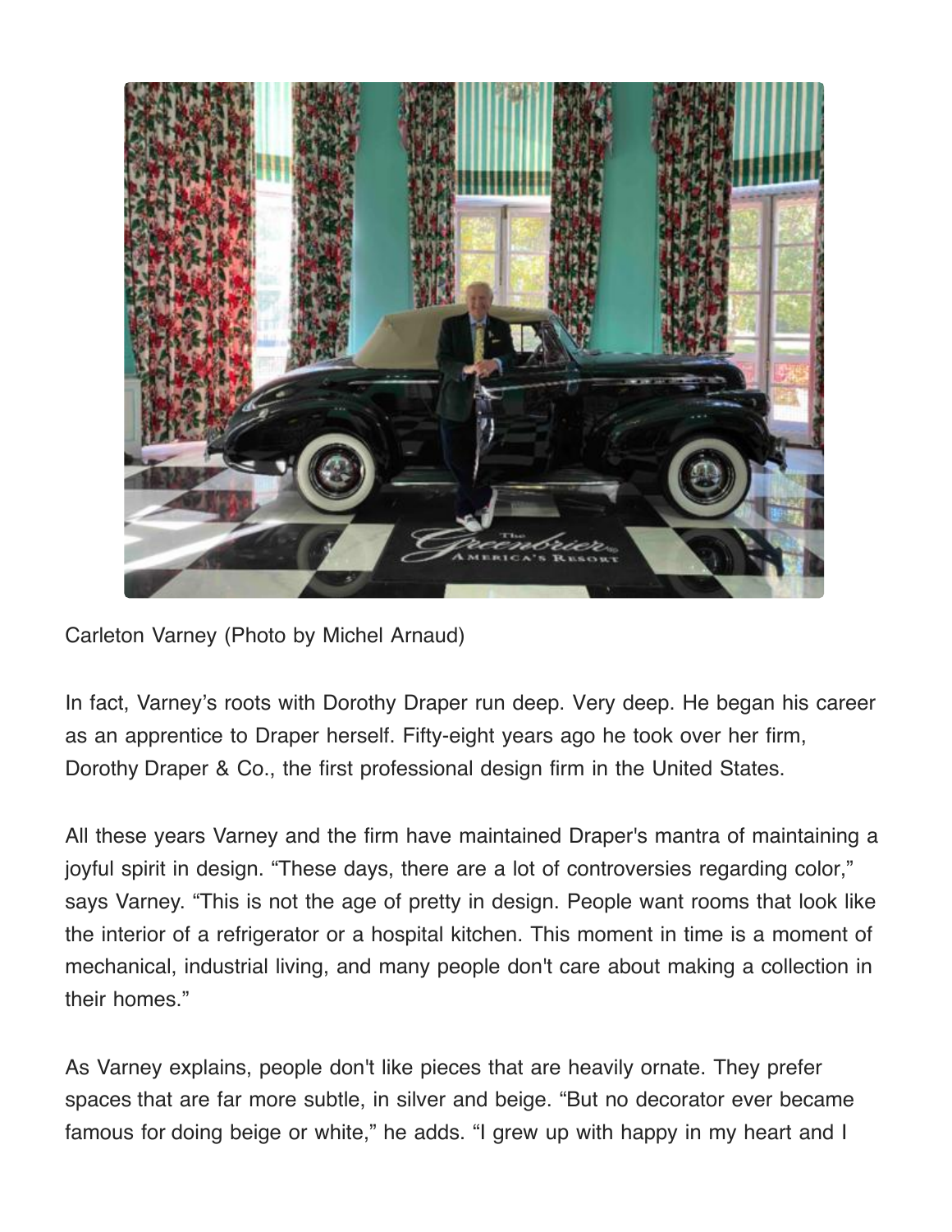Carleton Varney (Photo by Michel Arnaud)

In fact, Varney's roots with Dorothy Draper run deep. Very deep. He began his career as an apprentice to Draper herself. Fifty-eight years ago he took over her firm, Dorothy Draper & Co., the first professional design firm in the United States.

All these years Varney and the firm have maintained Draper's mantra of maintaining a joyful spirit in design. "These days, there are a lot of controversies regarding color," says Varney. "This is not the age of pretty in design. People want rooms that look like the interior of a refrigerator or a hospital kitchen. This moment in time is a moment of mechanical, industrial living, and many people don't care about making a collection in their homes."

As Varney explains, people don't like pieces that are heavily ornate. They prefer spaces that are far more subtle, in silver and beige. "But no decorator ever became famous for doing beige or white," he adds. "I grew up with happy in my heart and I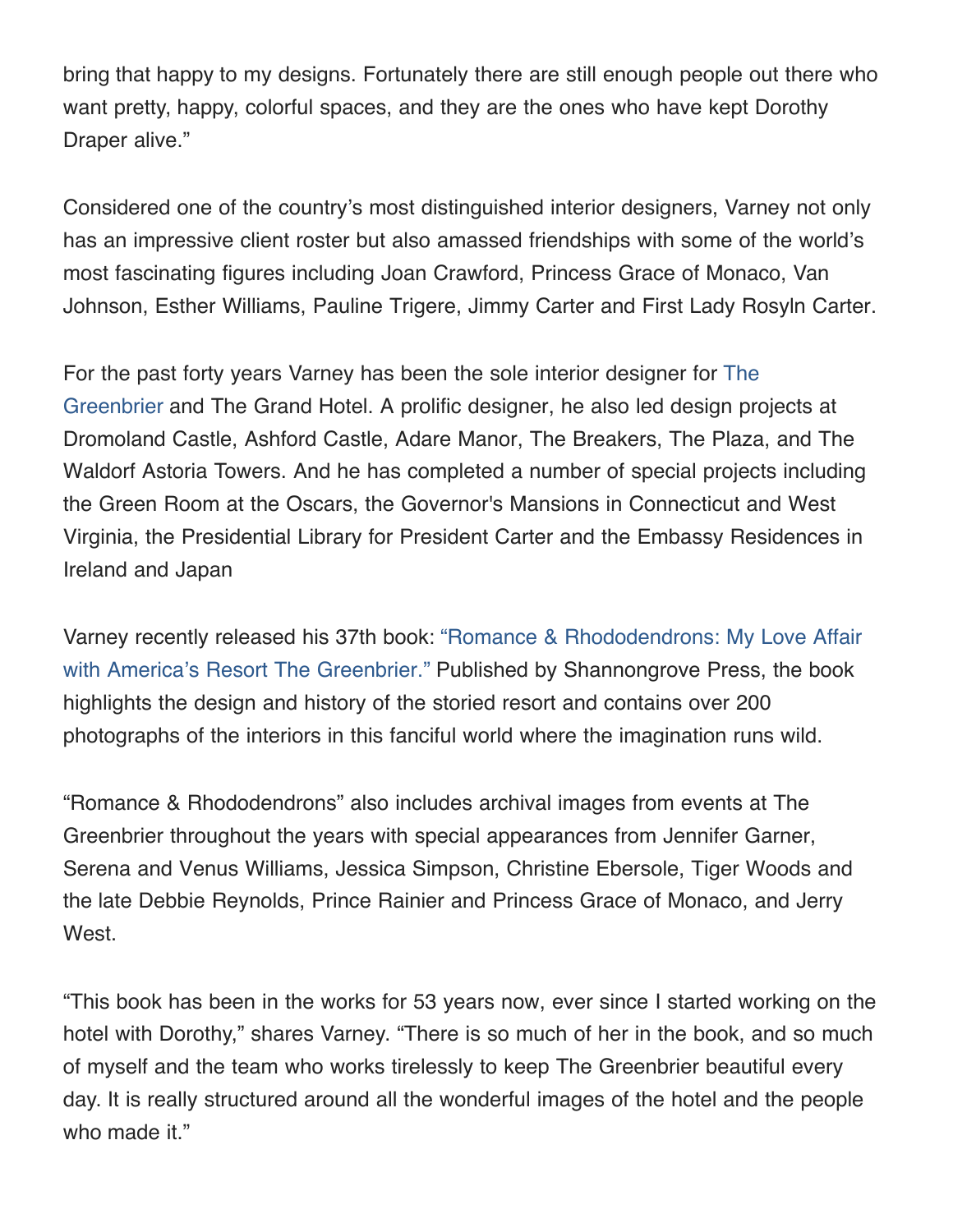bring that happy to my designs. Fortunately there are still enough people out there who want pretty, happy, colorful spaces, and they are the ones who have kept Dorothy Draper alive."

Considered one of the country's most distinguished interior designers, Varney not only has an impressive client roster but also amassed friendships with some of the world's most fascinating figures including Joan Crawford, Princess Grace of Monaco, Van Johnson, Esther Williams, Pauline Trigere, Jimmy Carter and First Lady Rosyln Carter.

For the past forty years Varney has been the sole interior designer for The Greenbrier and The Grand Hotel. A prolific designer, he also led design projects at Dromoland Castle, Ashford Castle, Adare Manor, The Breakers, The Plaza, and The Waldorf Astoria Towers. And he has completed a number of special projects including the Green Room at the Oscars, the Governor's Mansions in Connecticut and West Virginia, the Presidential Library for President Carter and the Embassy Residences in Ireland and Japan

Varney recently released his 37th book: "Romance & Rhododendrons: My Love Affair with America's Resort The Greenbrier." Published by Shannongrove Press, the book highlights the design and history of the storied resort and contains over 200 photographs of the interiors in this fanciful world where the imagination runs wild.

"Romance & Rhododendrons" also includes archival images from events at The Greenbrier throughout the years with special appearances from Jennifer Garner, Serena and Venus Williams, Jessica Simpson, Christine Ebersole, Tiger Woods and the late Debbie Reynolds, Prince Rainier and Princess Grace of Monaco, and Jerry West.

"This book has been in the works for 53 years now, ever since I started working on the hotel with Dorothy," shares Varney. "There is so much of her in the book, and so much of myself and the team who works tirelessly to keep The Greenbrier beautiful every day. It is really structured around all the wonderful images of the hotel and the people who made it."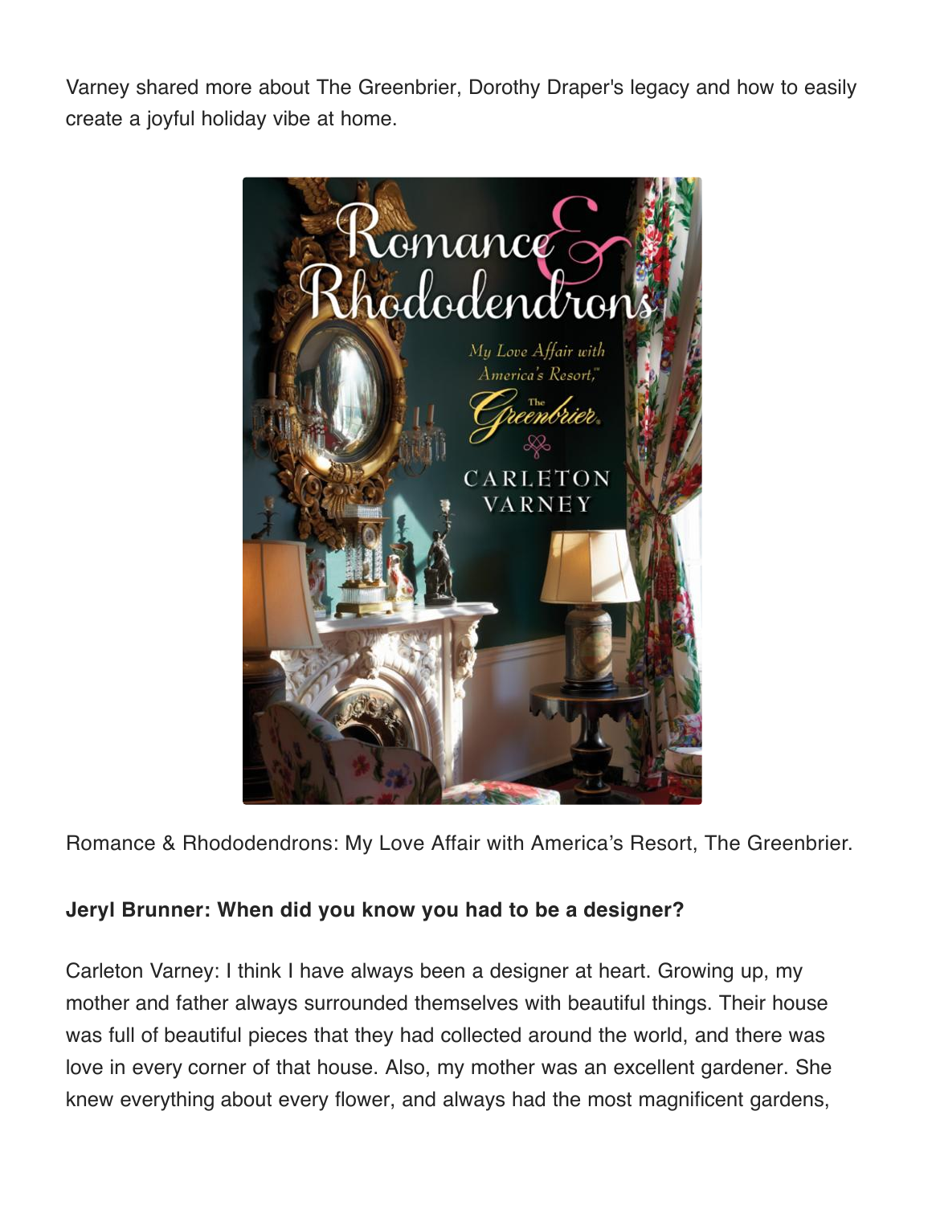Varney shared more about The Greenbrier, Dorothy Draper's legacy and how to easily create a joyful holiday vibe at home.

Romance & Rhododendrons: My Love Affair with America's Resort, The Greenbrier.

**Jeryl Brunner: When did you know you had to be a designer?**

Carleton Varney: I think I have always been a designer at heart. Growing up, my mother and father always surrounded themselves with beautiful things. Their house was full of beautiful pieces that they had collected around the world, and there was love in every corner of that house. Also, my mother was an excellent gardener. She knew everything about every flower, and always had the most magnificent gardens,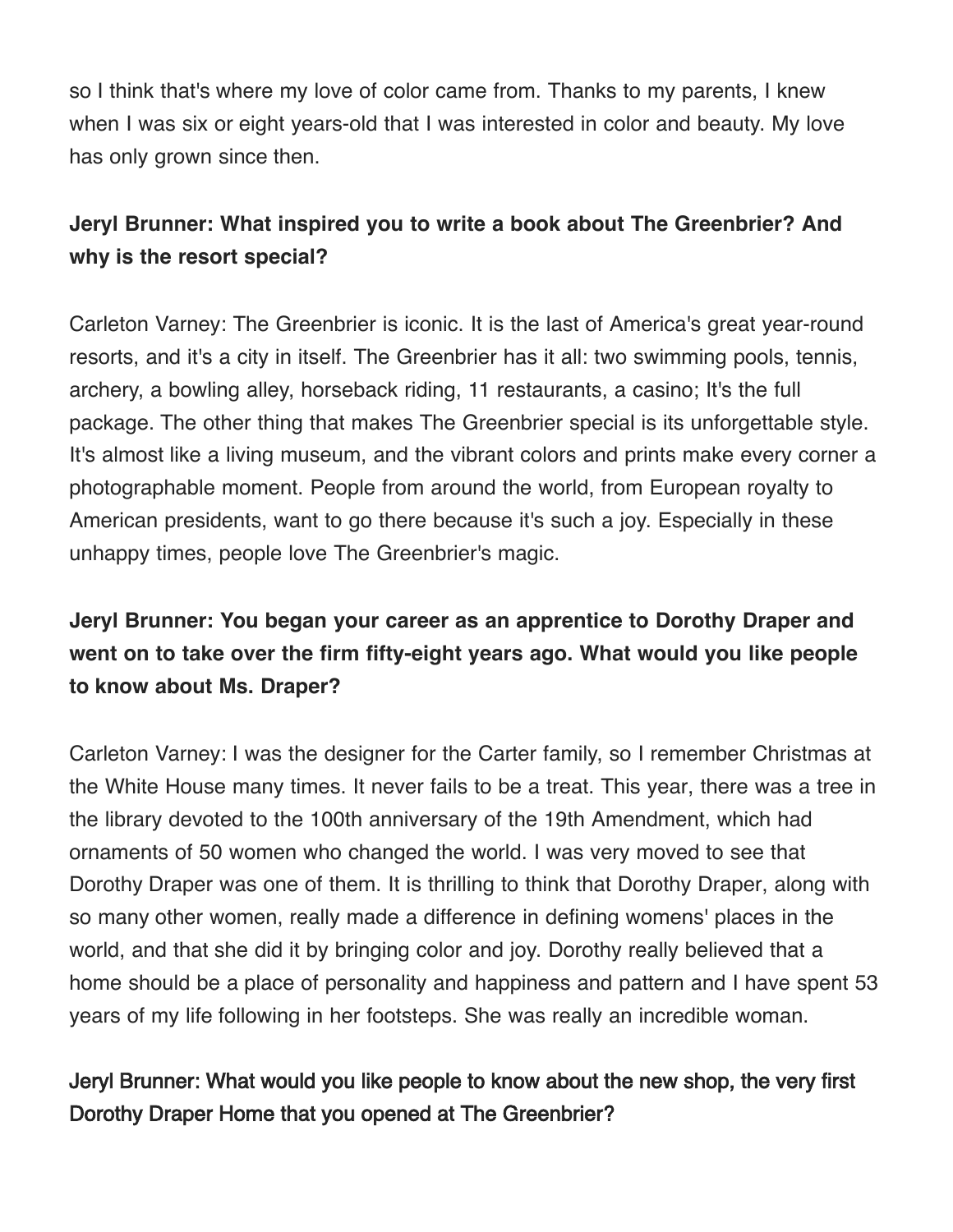so I think that's where my love of color came from. Thanks to my parents, I knew when I was six or eight years-old that I was interested in color and beauty. My love has only grown since then.

**Jeryl Brunner: What inspired you to write a book about The Greenbrier? And why is the resort special?**

Carleton Varney: The Greenbrier is iconic. It is the last of America's great year-round resorts, and it's a city in itself. The Greenbrier has it all: two swimming pools, tennis, archery, a bowling alley, horseback riding, 11 restaurants, a casino; It's the full package. The other thing that makes The Greenbrier special is its unforgettable style. It's almost like a living museum, and the vibrant colors and prints make every corner a photographable moment. People from around the world, from European royalty to American presidents, want to go there because it's such a joy. Especially in these unhappy times, people love The Greenbrier's magic.

**Jeryl Brunner: You began your career as an apprentice to Dorothy Draper and went on to take over the firm fifty-eight years ago. What would you like people to know about Ms. Draper?**

Carleton Varney: I was the designer for the Carter family, so I remember Christmas at the White House many times. It never fails to be a treat. This year, there was a tree in the library devoted to the 100th anniversary of the 19th Amendment, which had ornaments of 50 women who changed the world. I was very moved to see that Dorothy Draper was one of them. It is thrilling to think that Dorothy Draper, along with so many other women, really made a difference in defining womens' places in the world, and that she did it by bringing color and joy. Dorothy really believed that a home should be a place of personality and happiness and pattern and I have spent 53 years of my life following in her footsteps. She was really an incredible woman.

**Jeryl Brunner: What would you like people to know about the new shop, the very first Dorothy Draper Home that you opened at The Greenbrier?**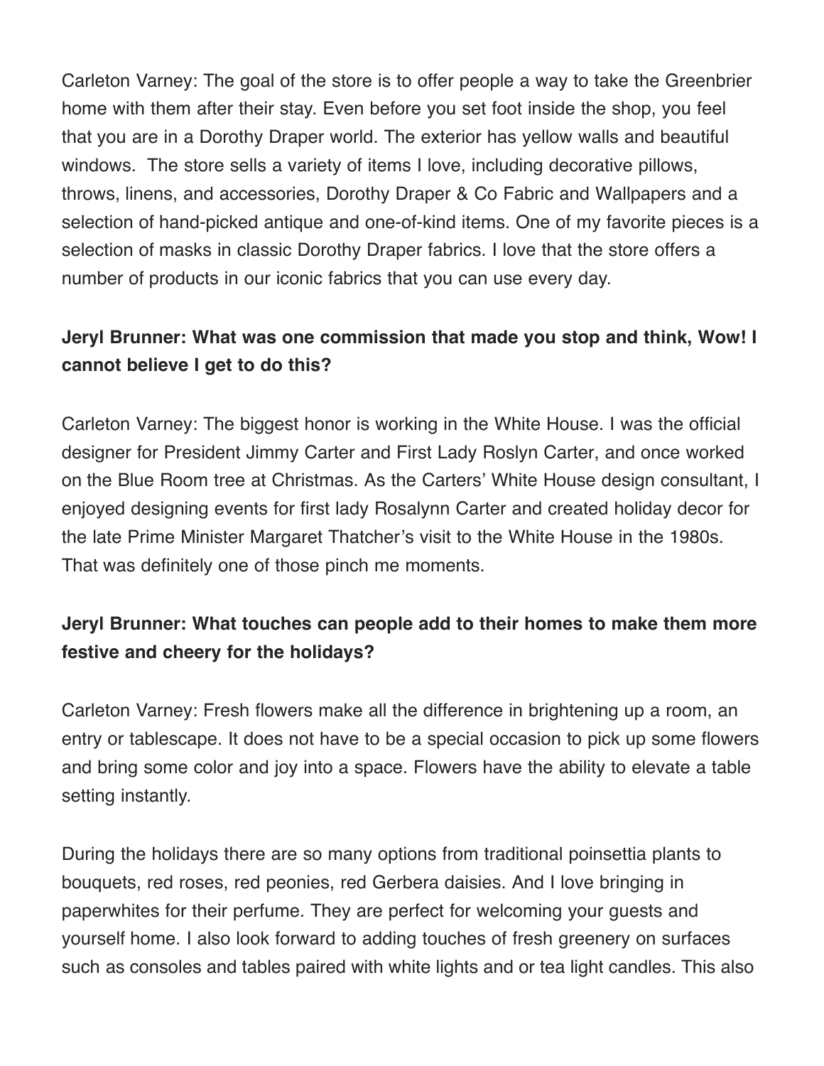Carleton Varney: The goal of the store is to offer people a way to take the Greenbrier home with them after their stay. Even before you set foot inside the shop, you feel that you are in a Dorothy Draper world. The exterior has yellow walls and beautiful windows.  The store sells a variety of items I love, including decorative pillows, throws, linens, and accessories, Dorothy Draper & Co Fabric and Wallpapers and a selection of hand-picked antique and one-of-kind items. One of my favorite pieces is a selection of masks in classic Dorothy Draper fabrics. I love that the store offers a number of products in our iconic fabrics that you can use every day.

**Jeryl Brunner: What was one commission that made you stop and think, Wow! I cannot believe I get to do this?**

Carleton Varney: The biggest honor is working in the White House. I was the official designer for President Jimmy Carter and First Lady Roslyn Carter, and once worked on the Blue Room tree at Christmas. As the Carters' White House design consultant, I enjoyed designing events for first lady Rosalynn Carter and created holiday decor for the late Prime Minister Margaret Thatcher's visit to the White House in the 1980s. That was definitely one of those pinch me moments.

**Jeryl Brunner: What touches can people add to their homes to make them more festive and cheery for the holidays?**

Carleton Varney: Fresh flowers make all the difference in brightening up a room, an entry or tablescape. It does not have to be a special occasion to pick up some flowers and bring some color and joy into a space. Flowers have the ability to elevate a table setting instantly.

During the holidays there are so many options from traditional poinsettia plants to bouquets, red roses, red peonies, red Gerbera daisies. And I love bringing in paperwhites for their perfume. They are perfect for welcoming your guests and yourself home. I also look forward to adding touches of fresh greenery on surfaces such as consoles and tables paired with white lights and or tea light candles. This also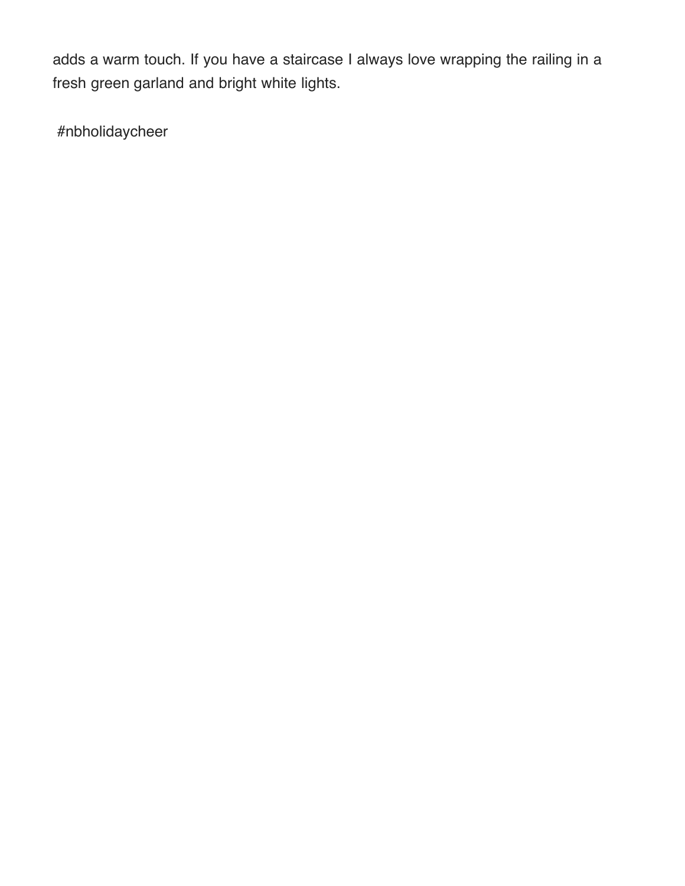adds a warm touch. If you have a staircase I always love wrapping the railing in a fresh green garland and bright white lights.

#nbholidaycheer